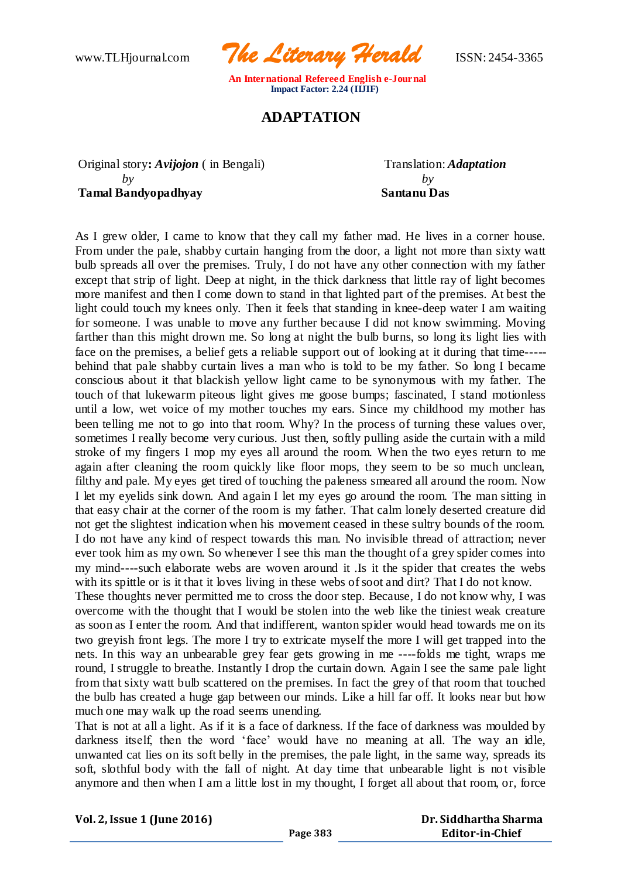# ADAPTATION

Original story**:** ***Avijojon*** ( in Bengali)
*by*
**Tamal Bandyopadhyay**

Translation: ***Adaptation***
*by*
**Santanu Das**

As I grew older, I came to know that they call my father mad. He lives in a corner house. From under the pale, shabby curtain hanging from the door, a light not more than sixty watt bulb spreads all over the premises. Truly, I do not have any other connection with my father except that strip of light. Deep at night, in the thick darkness that little ray of light becomes more manifest and then I come down to stand in that lighted part of the premises. At best the light could touch my knees only. Then it feels that standing in knee-deep water I am waiting for someone. I was unable to move any further because I did not know swimming. Moving farther than this might drown me. So long at night the bulb burns, so long its light lies with face on the premises, a belief gets a reliable support out of looking at it during that time-----behind that pale shabby curtain lives a man who is told to be my father. So long I became conscious about it that blackish yellow light came to be synonymous with my father. The touch of that lukewarm piteous light gives me goose bumps; fascinated, I stand motionless until a low, wet voice of my mother touches my ears. Since my childhood my mother has been telling me not to go into that room. Why? In the process of turning these values over, sometimes I really become very curious. Just then, softly pulling aside the curtain with a mild stroke of my fingers I mop my eyes all around the room. When the two eyes return to me again after cleaning the room quickly like floor mops, they seem to be so much unclean, filthy and pale. My eyes get tired of touching the paleness smeared all around the room. Now I let my eyelids sink down. And again I let my eyes go around the room. The man sitting in that easy chair at the corner of the room is my father. That calm lonely deserted creature did not get the slightest indication when his movement ceased in these sultry bounds of the room. I do not have any kind of respect towards this man. No invisible thread of attraction; never ever took him as my own. So whenever I see this man the thought of a grey spider comes into my mind----such elaborate webs are woven around it .Is it the spider that creates the webs with its spittle or is it that it loves living in these webs of soot and dirt? That I do not know.

These thoughts never permitted me to cross the door step. Because, I do not know why, I was overcome with the thought that I would be stolen into the web like the tiniest weak creature as soon as I enter the room. And that indifferent, wanton spider would head towards me on its two greyish front legs. The more I try to extricate myself the more I will get trapped into the nets. In this way an unbearable grey fear gets growing in me ----folds me tight, wraps me round, I struggle to breathe. Instantly I drop the curtain down. Again I see the same pale light from that sixty watt bulb scattered on the premises. In fact the grey of that room that touched the bulb has created a huge gap between our minds. Like a hill far off. It looks near but how much one may walk up the road seems unending.

That is not at all a light. As if it is a face of darkness. If the face of darkness was moulded by darkness itself, then the word 'face' would have no meaning at all. The way an idle, unwanted cat lies on its soft belly in the premises, the pale light, in the same way, spreads its soft, slothful body with the fall of night. At day time that unbearable light is not visible anymore and then when I am a little lost in my thought, I forget all about that room, or, force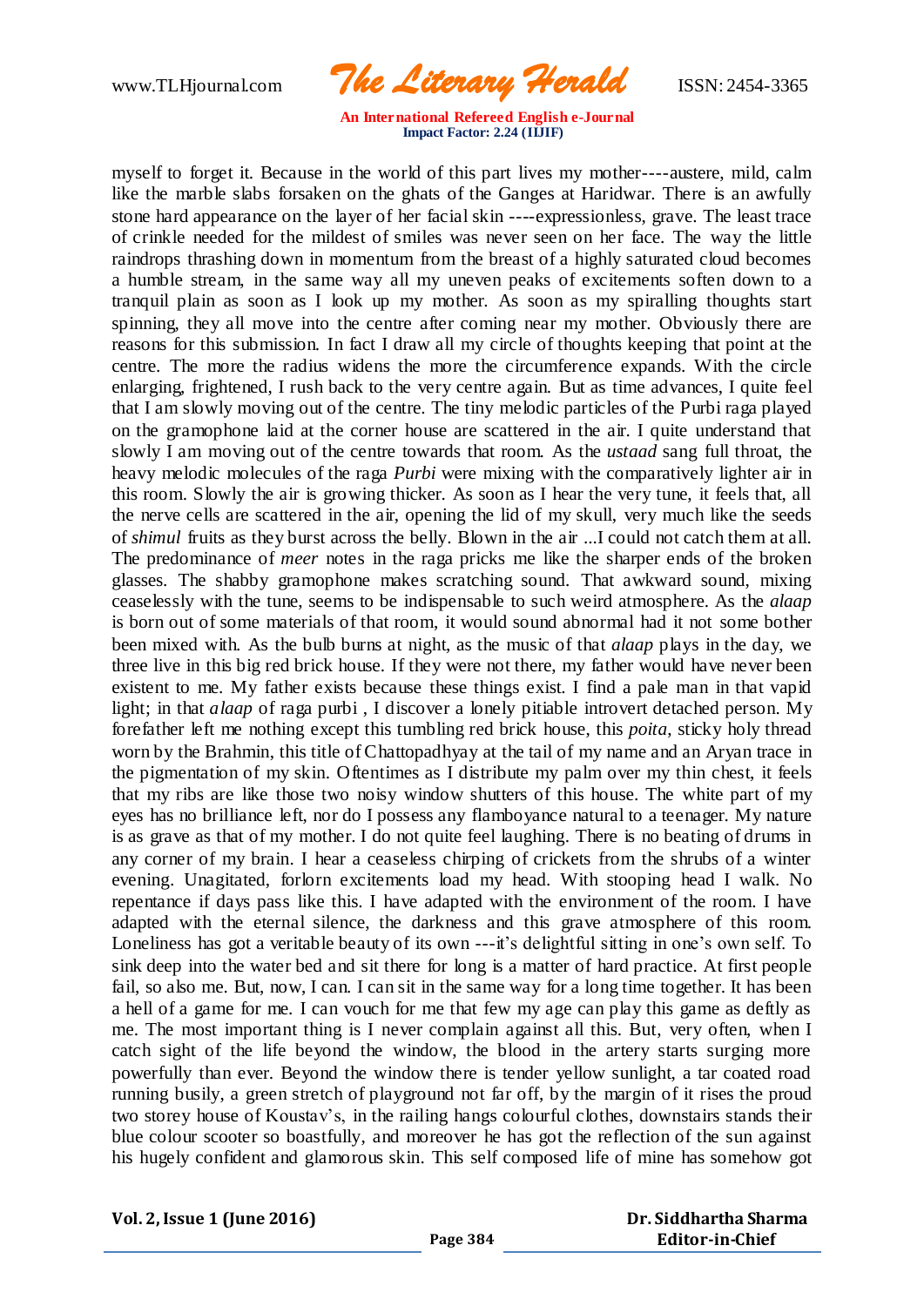myself to forget it. Because in the world of this part lives my mother----austere, mild, calm like the marble slabs forsaken on the ghats of the Ganges at Haridwar. There is an awfully stone hard appearance on the layer of her facial skin ----expressionless, grave. The least trace of crinkle needed for the mildest of smiles was never seen on her face. The way the little raindrops thrashing down in momentum from the breast of a highly saturated cloud becomes a humble stream, in the same way all my uneven peaks of excitements soften down to a tranquil plain as soon as I look up my mother. As soon as my spiralling thoughts start spinning, they all move into the centre after coming near my mother. Obviously there are reasons for this submission. In fact I draw all my circle of thoughts keeping that point at the centre. The more the radius widens the more the circumference expands. With the circle enlarging, frightened, I rush back to the very centre again. But as time advances, I quite feel that I am slowly moving out of the centre. The tiny melodic particles of the Purbi raga played on the gramophone laid at the corner house are scattered in the air. I quite understand that slowly I am moving out of the centre towards that room. As the *ustaad* sang full throat, the heavy melodic molecules of the raga *Purbi* were mixing with the comparatively lighter air in this room. Slowly the air is growing thicker. As soon as I hear the very tune, it feels that, all the nerve cells are scattered in the air, opening the lid of my skull, very much like the seeds of *shimul* fruits as they burst across the belly. Blown in the air ...I could not catch them at all. The predominance of *meer* notes in the raga pricks me like the sharper ends of the broken glasses. The shabby gramophone makes scratching sound. That awkward sound, mixing ceaselessly with the tune, seems to be indispensable to such weird atmosphere. As the *alaap* is born out of some materials of that room, it would sound abnormal had it not some bother been mixed with. As the bulb burns at night, as the music of that *alaap* plays in the day, we three live in this big red brick house. If they were not there, my father would have never been existent to me. My father exists because these things exist. I find a pale man in that vapid light; in that *alaap* of raga purbi , I discover a lonely pitiable introvert detached person. My forefather left me nothing except this tumbling red brick house, this *poita*, sticky holy thread worn by the Brahmin, this title of Chattopadhyay at the tail of my name and an Aryan trace in the pigmentation of my skin. Oftentimes as I distribute my palm over my thin chest, it feels that my ribs are like those two noisy window shutters of this house. The white part of my eyes has no brilliance left, nor do I possess any flamboyance natural to a teenager. My nature is as grave as that of my mother. I do not quite feel laughing. There is no beating of drums in any corner of my brain. I hear a ceaseless chirping of crickets from the shrubs of a winter evening. Unagitated, forlorn excitements load my head. With stooping head I walk. No repentance if days pass like this. I have adapted with the environment of the room. I have adapted with the eternal silence, the darkness and this grave atmosphere of this room. Loneliness has got a veritable beauty of its own ---it's delightful sitting in one's own self. To sink deep into the water bed and sit there for long is a matter of hard practice. At first people fail, so also me. But, now, I can. I can sit in the same way for a long time together. It has been a hell of a game for me. I can vouch for me that few my age can play this game as deftly as me. The most important thing is I never complain against all this. But, very often, when I catch sight of the life beyond the window, the blood in the artery starts surging more powerfully than ever. Beyond the window there is tender yellow sunlight, a tar coated road running busily, a green stretch of playground not far off, by the margin of it rises the proud two storey house of Koustav's, in the railing hangs colourful clothes, downstairs stands their blue colour scooter so boastfully, and moreover he has got the reflection of the sun against his hugely confident and glamorous skin. This self composed life of mine has somehow got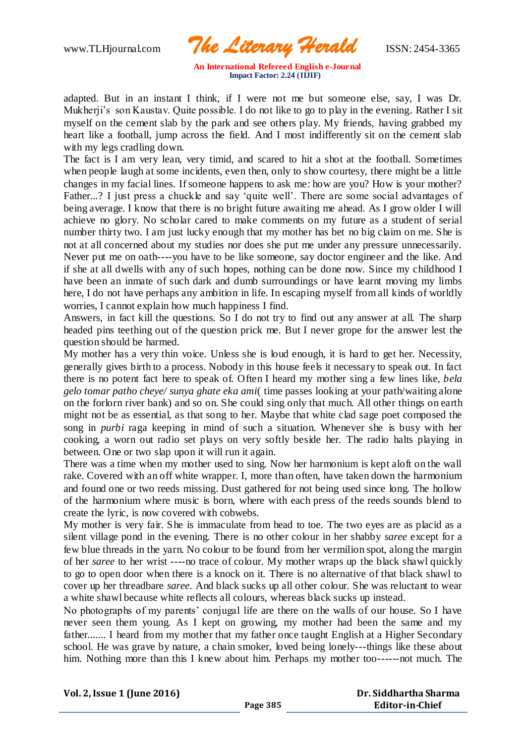adapted. But in an instant I think, if I were not me but someone else, say, I was Dr. Mukherji's son Kaustav. Quite possible. I do not like to go to play in the evening. Rather I sit myself on the cement slab by the park and see others play. My friends, having grabbed my heart like a football, jump across the field. And I most indifferently sit on the cement slab with my legs cradling down.

The fact is I am very lean, very timid, and scared to hit a shot at the football. Sometimes when people laugh at some incidents, even then, only to show courtesy, there might be a little changes in my facial lines. If someone happens to ask me: how are you? How is your mother? Father...? I just press a chuckle and say 'quite well'. There are some social advantages of being average. I know that there is no bright future awaiting me ahead. As I grow older I will achieve no glory. No scholar cared to make comments on my future as a student of serial number thirty two. I am just lucky enough that my mother has bet no big claim on me. She is not at all concerned about my studies nor does she put me under any pressure unnecessarily. Never put me on oath----you have to be like someone, say doctor engineer and the like. And if she at all dwells with any of such hopes, nothing can be done now. Since my childhood I have been an inmate of such dark and dumb surroundings or have learnt moving my limbs here, I do not have perhaps any ambition in life. In escaping myself from all kinds of worldly worries, I cannot explain how much happiness I find.

Answers, in fact kill the questions. So I do not try to find out any answer at all. The sharp headed pins teething out of the question prick me. But I never grope for the answer lest the question should be harmed.

My mother has a very thin voice. Unless she is loud enough, it is hard to get her. Necessity, generally gives birth to a process. Nobody in this house feels it necessary to speak out. In fact there is no potent fact here to speak of. Often I heard my mother sing a few lines like, *bela gelo tomar patho cheye/ sunya ghate eka ami*( time passes looking at your path/waiting alone on the forlorn river bank) and so on. She could sing only that much. All other things on earth might not be as essential, as that song to her. Maybe that white clad sage poet composed the song in *purbi* raga keeping in mind of such a situation. Whenever she is busy with her cooking, a worn out radio set plays on very softly beside her. The radio halts playing in between. One or two slap upon it will run it again.

There was a time when my mother used to sing. Now her harmonium is kept aloft on the wall rake. Covered with an off white wrapper. I, more than often, have taken down the harmonium and found one or two reeds missing. Dust gathered for not being used since long. The hollow of the harmonium where music is born, where with each press of the reeds sounds blend to create the lyric, is now covered with cobwebs.

My mother is very fair. She is immaculate from head to toe. The two eyes are as placid as a silent village pond in the evening. There is no other colour in her shabby *saree* except for a few blue threads in the yarn. No colour to be found from her vermilion spot, along the margin of her *saree* to her wrist ----no trace of colour. My mother wraps up the black shawl quickly to go to open door when there is a knock on it. There is no alternative of that black shawl to cover up her threadbare *saree*. And black sucks up all other colour. She was reluctant to wear a white shawl because white reflects all colours, whereas black sucks up instead.

No photographs of my parents' conjugal life are there on the walls of our house. So I have never seen them young. As I kept on growing, my mother had been the same and my father....... I heard from my mother that my father once taught English at a Higher Secondary school. He was grave by nature, a chain smoker, loved being lonely---things like these about him. Nothing more than this I knew about him. Perhaps my mother too------not much. The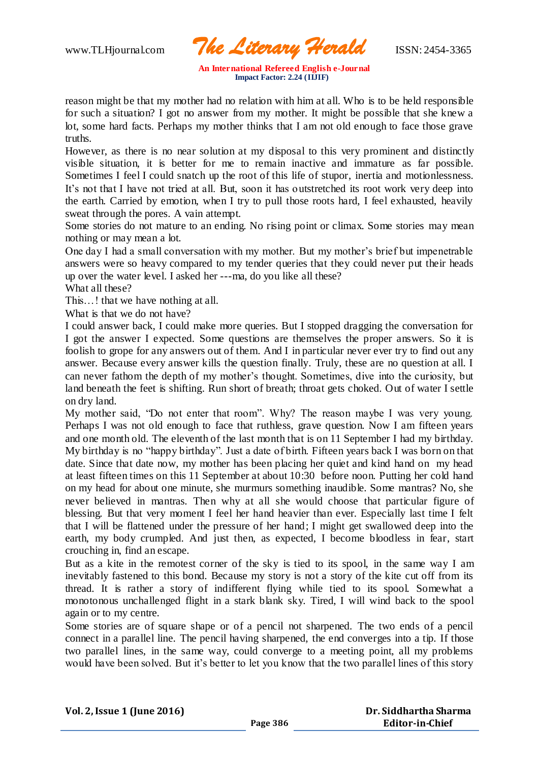reason might be that my mother had no relation with him at all. Who is to be held responsible for such a situation? I got no answer from my mother. It might be possible that she knew a lot, some hard facts. Perhaps my mother thinks that I am not old enough to face those grave truths.

However, as there is no near solution at my disposal to this very prominent and distinctly visible situation, it is better for me to remain inactive and immature as far possible. Sometimes I feel I could snatch up the root of this life of stupor, inertia and motionlessness. It's not that I have not tried at all. But, soon it has outstretched its root work very deep into the earth. Carried by emotion, when I try to pull those roots hard, I feel exhausted, heavily sweat through the pores. A vain attempt.

Some stories do not mature to an ending. No rising point or climax. Some stories may mean nothing or may mean a lot.

One day I had a small conversation with my mother. But my mother's brief but impenetrable answers were so heavy compared to my tender queries that they could never put their heads up over the water level. I asked her ---ma, do you like all these?

What all these?

This…! that we have nothing at all.

What is that we do not have?

I could answer back, I could make more queries. But I stopped dragging the conversation for I got the answer I expected. Some questions are themselves the proper answers. So it is foolish to grope for any answers out of them. And I in particular never ever try to find out any answer. Because every answer kills the question finally. Truly, these are no question at all. I can never fathom the depth of my mother's thought. Sometimes, dive into the curiosity, but land beneath the feet is shifting. Run short of breath; throat gets choked. Out of water I settle on dry land.

My mother said, "Do not enter that room". Why? The reason maybe I was very young. Perhaps I was not old enough to face that ruthless, grave question. Now I am fifteen years and one month old. The eleventh of the last month that is on 11 September I had my birthday. My birthday is no "happy birthday". Just a date of birth. Fifteen years back I was born on that date. Since that date now, my mother has been placing her quiet and kind hand on my head at least fifteen times on this 11 September at about 10:30 before noon. Putting her cold hand on my head for about one minute, she murmurs something inaudible. Some mantras? No, she never believed in mantras. Then why at all she would choose that particular figure of blessing. But that very moment I feel her hand heavier than ever. Especially last time I felt that I will be flattened under the pressure of her hand; I might get swallowed deep into the earth, my body crumpled. And just then, as expected, I become bloodless in fear, start crouching in, find an escape.

But as a kite in the remotest corner of the sky is tied to its spool, in the same way I am inevitably fastened to this bond. Because my story is not a story of the kite cut off from its thread. It is rather a story of indifferent flying while tied to its spool. Somewhat a monotonous unchallenged flight in a stark blank sky. Tired, I will wind back to the spool again or to my centre.

Some stories are of square shape or of a pencil not sharpened. The two ends of a pencil connect in a parallel line. The pencil having sharpened, the end converges into a tip. If those two parallel lines, in the same way, could converge to a meeting point, all my problems would have been solved. But it's better to let you know that the two parallel lines of this story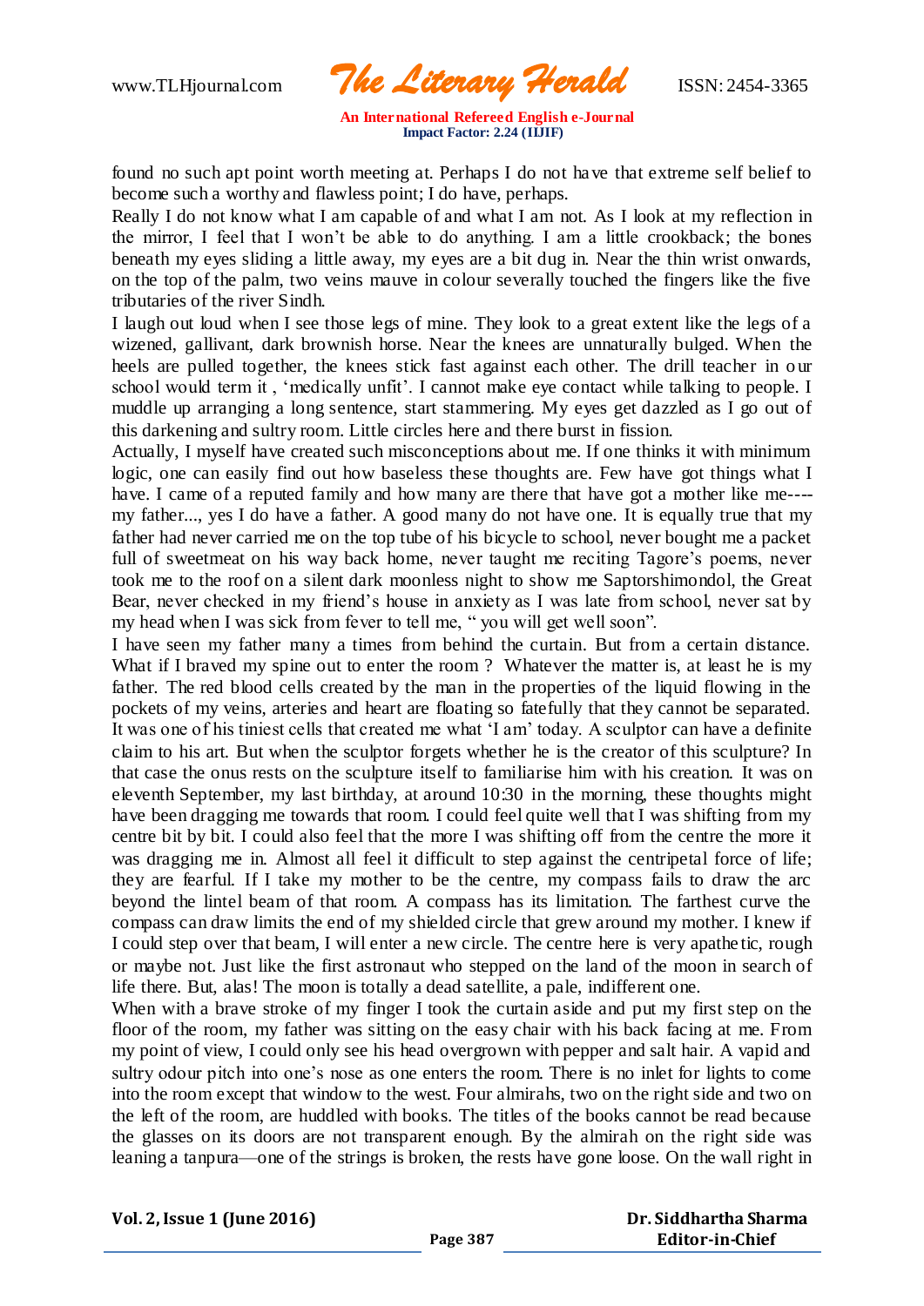found no such apt point worth meeting at. Perhaps I do not have that extreme self belief to become such a worthy and flawless point; I do have, perhaps.

Really I do not know what I am capable of and what I am not. As I look at my reflection in the mirror, I feel that I won't be able to do anything. I am a little crookback; the bones beneath my eyes sliding a little away, my eyes are a bit dug in. Near the thin wrist onwards, on the top of the palm, two veins mauve in colour severally touched the fingers like the five tributaries of the river Sindh.

I laugh out loud when I see those legs of mine. They look to a great extent like the legs of a wizened, gallivant, dark brownish horse. Near the knees are unnaturally bulged. When the heels are pulled together, the knees stick fast against each other. The drill teacher in our school would term it , 'medically unfit'. I cannot make eye contact while talking to people. I muddle up arranging a long sentence, start stammering. My eyes get dazzled as I go out of this darkening and sultry room. Little circles here and there burst in fission.

Actually, I myself have created such misconceptions about me. If one thinks it with minimum logic, one can easily find out how baseless these thoughts are. Few have got things what I have. I came of a reputed family and how many are there that have got a mother like me---- my father..., yes I do have a father. A good many do not have one. It is equally true that my father had never carried me on the top tube of his bicycle to school, never bought me a packet full of sweetmeat on his way back home, never taught me reciting Tagore's poems, never took me to the roof on a silent dark moonless night to show me Saptorshimondol, the Great Bear, never checked in my friend's house in anxiety as I was late from school, never sat by my head when I was sick from fever to tell me, " you will get well soon".

I have seen my father many a times from behind the curtain. But from a certain distance. What if I braved my spine out to enter the room ? Whatever the matter is, at least he is my father. The red blood cells created by the man in the properties of the liquid flowing in the pockets of my veins, arteries and heart are floating so fatefully that they cannot be separated. It was one of his tiniest cells that created me what 'I am' today. A sculptor can have a definite claim to his art. But when the sculptor forgets whether he is the creator of this sculpture? In that case the onus rests on the sculpture itself to familiarise him with his creation. It was on eleventh September, my last birthday, at around 10:30 in the morning, these thoughts might have been dragging me towards that room. I could feel quite well that I was shifting from my centre bit by bit. I could also feel that the more I was shifting off from the centre the more it was dragging me in. Almost all feel it difficult to step against the centripetal force of life; they are fearful. If I take my mother to be the centre, my compass fails to draw the arc beyond the lintel beam of that room. A compass has its limitation. The farthest curve the compass can draw limits the end of my shielded circle that grew around my mother. I knew if I could step over that beam, I will enter a new circle. The centre here is very apathetic, rough or maybe not. Just like the first astronaut who stepped on the land of the moon in search of life there. But, alas! The moon is totally a dead satellite, a pale, indifferent one.

When with a brave stroke of my finger I took the curtain aside and put my first step on the floor of the room, my father was sitting on the easy chair with his back facing at me. From my point of view, I could only see his head overgrown with pepper and salt hair. A vapid and sultry odour pitch into one's nose as one enters the room. There is no inlet for lights to come into the room except that window to the west. Four almirahs, two on the right side and two on the left of the room, are huddled with books. The titles of the books cannot be read because the glasses on its doors are not transparent enough. By the almirah on the right side was leaning a tanpura—one of the strings is broken, the rests have gone loose. On the wall right in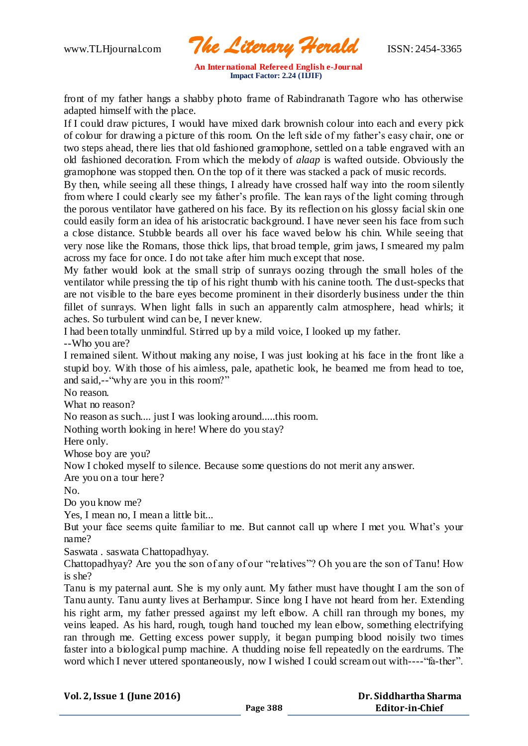front of my father hangs a shabby photo frame of Rabindranath Tagore who has otherwise adapted himself with the place.

If I could draw pictures, I would have mixed dark brownish colour into each and every pick of colour for drawing a picture of this room. On the left side of my father's easy chair, one or two steps ahead, there lies that old fashioned gramophone, settled on a table engraved with an old fashioned decoration. From which the melody of *alaap* is wafted outside. Obviously the gramophone was stopped then. On the top of it there was stacked a pack of music records.

By then, while seeing all these things, I already have crossed half way into the room silently from where I could clearly see my father's profile. The lean rays of the light coming through the porous ventilator have gathered on his face. By its reflection on his glossy facial skin one could easily form an idea of his aristocratic background. I have never seen his face from such a close distance. Stubble beards all over his face waved below his chin. While seeing that very nose like the Romans, those thick lips, that broad temple, grim jaws, I smeared my palm across my face for once. I do not take after him much except that nose.

My father would look at the small strip of sunrays oozing through the small holes of the ventilator while pressing the tip of his right thumb with his canine tooth. The dust-specks that are not visible to the bare eyes become prominent in their disorderly business under the thin fillet of sunrays. When light falls in such an apparently calm atmosphere, head whirls; it aches. So turbulent wind can be, I never knew.

I had been totally unmindful. Stirred up by a mild voice, I looked up my father.

--Who you are?

I remained silent. Without making any noise, I was just looking at his face in the front like a stupid boy. With those of his aimless, pale, apathetic look, he beamed me from head to toe, and said,--"why are you in this room?"

No reason.

What no reason?

No reason as such.... just I was looking around.....this room.

Nothing worth looking in here! Where do you stay?

Here only.

Whose boy are you?

Now I choked myself to silence. Because some questions do not merit any answer.

Are you on a tour here?

No.

Do you know me?

Yes, I mean no, I mean a little bit...

But your face seems quite familiar to me. But cannot call up where I met you. What's your name?

Saswata . saswata Chattopadhyay.

Chattopadhyay? Are you the son of any of our "relatives"? Oh you are the son of Tanu! How is she?

Tanu is my paternal aunt. She is my only aunt. My father must have thought I am the son of Tanu aunty. Tanu aunty lives at Berhampur. Since long I have not heard from her. Extending his right arm, my father pressed against my left elbow. A chill ran through my bones, my veins leaped. As his hard, rough, tough hand touched my lean elbow, something electrifying ran through me. Getting excess power supply, it began pumping blood noisily two times faster into a biological pump machine. A thudding noise fell repeatedly on the eardrums. The word which I never uttered spontaneously, now I wished I could scream out with----"fa-ther".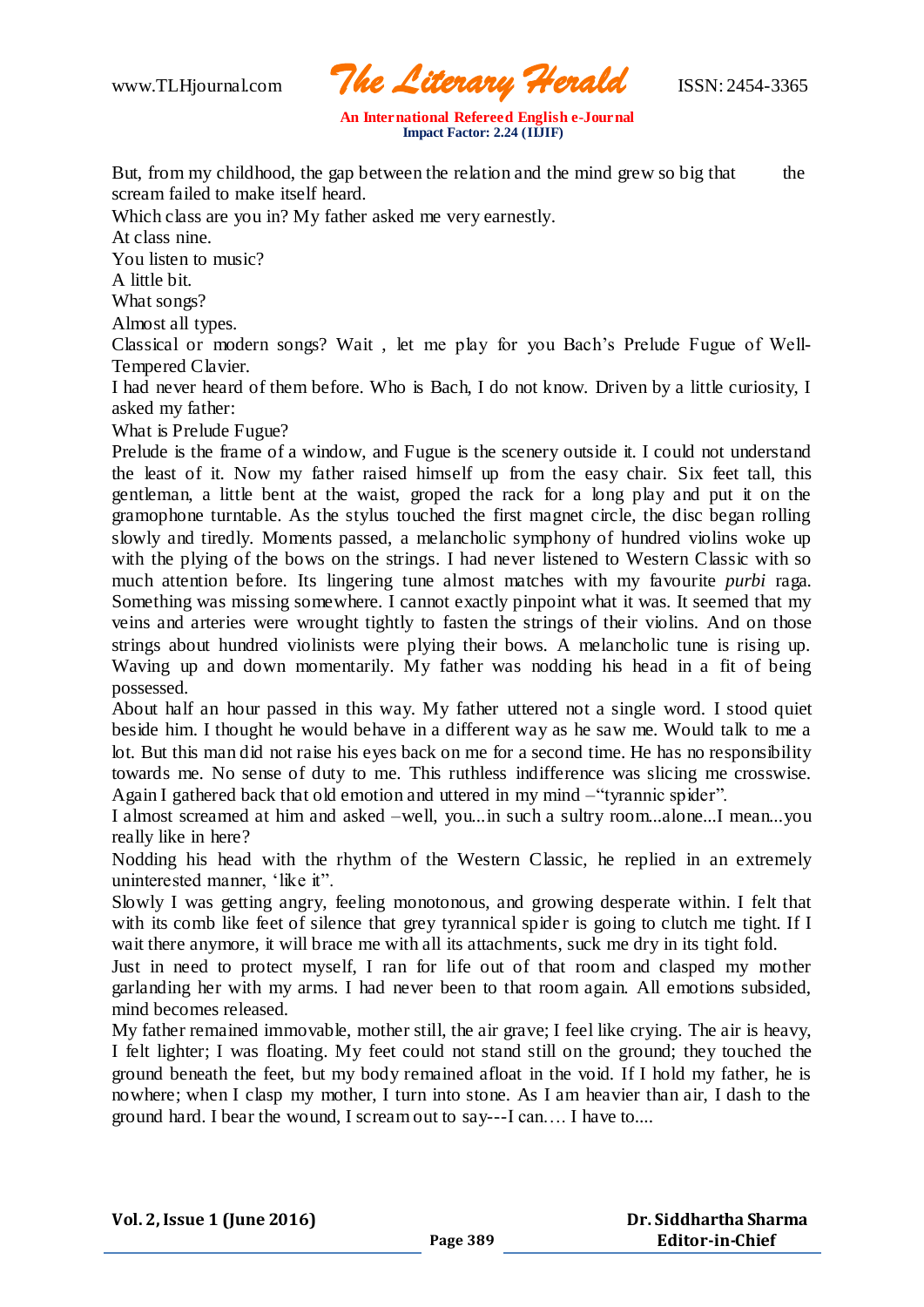But, from my childhood, the gap between the relation and the mind grew so big that the scream failed to make itself heard.

Which class are you in? My father asked me very earnestly.

At class nine.

You listen to music?

A little bit.

What songs?

Almost all types.

Classical or modern songs? Wait , let me play for you Bach's Prelude Fugue of Well-Tempered Clavier.

I had never heard of them before. Who is Bach, I do not know. Driven by a little curiosity, I asked my father:

What is Prelude Fugue?

Prelude is the frame of a window, and Fugue is the scenery outside it. I could not understand the least of it. Now my father raised himself up from the easy chair. Six feet tall, this gentleman, a little bent at the waist, groped the rack for a long play and put it on the gramophone turntable. As the stylus touched the first magnet circle, the disc began rolling slowly and tiredly. Moments passed, a melancholic symphony of hundred violins woke up with the plying of the bows on the strings. I had never listened to Western Classic with so much attention before. Its lingering tune almost matches with my favourite *purbi* raga. Something was missing somewhere. I cannot exactly pinpoint what it was. It seemed that my veins and arteries were wrought tightly to fasten the strings of their violins. And on those strings about hundred violinists were plying their bows. A melancholic tune is rising up. Waving up and down momentarily. My father was nodding his head in a fit of being possessed.

About half an hour passed in this way. My father uttered not a single word. I stood quiet beside him. I thought he would behave in a different way as he saw me. Would talk to me a lot. But this man did not raise his eyes back on me for a second time. He has no responsibility towards me. No sense of duty to me. This ruthless indifference was slicing me crosswise. Again I gathered back that old emotion and uttered in my mind –"tyrannic spider".

I almost screamed at him and asked –well, you...in such a sultry room...alone...I mean...you really like in here?

Nodding his head with the rhythm of the Western Classic, he replied in an extremely uninterested manner, 'like it".

Slowly I was getting angry, feeling monotonous, and growing desperate within. I felt that with its comb like feet of silence that grey tyrannical spider is going to clutch me tight. If I wait there anymore, it will brace me with all its attachments, suck me dry in its tight fold.

Just in need to protect myself, I ran for life out of that room and clasped my mother garlanding her with my arms. I had never been to that room again. All emotions subsided, mind becomes released.

My father remained immovable, mother still, the air grave; I feel like crying. The air is heavy, I felt lighter; I was floating. My feet could not stand still on the ground; they touched the ground beneath the feet, but my body remained afloat in the void. If I hold my father, he is nowhere; when I clasp my mother, I turn into stone. As I am heavier than air, I dash to the ground hard. I bear the wound, I scream out to say---I can.… I have to....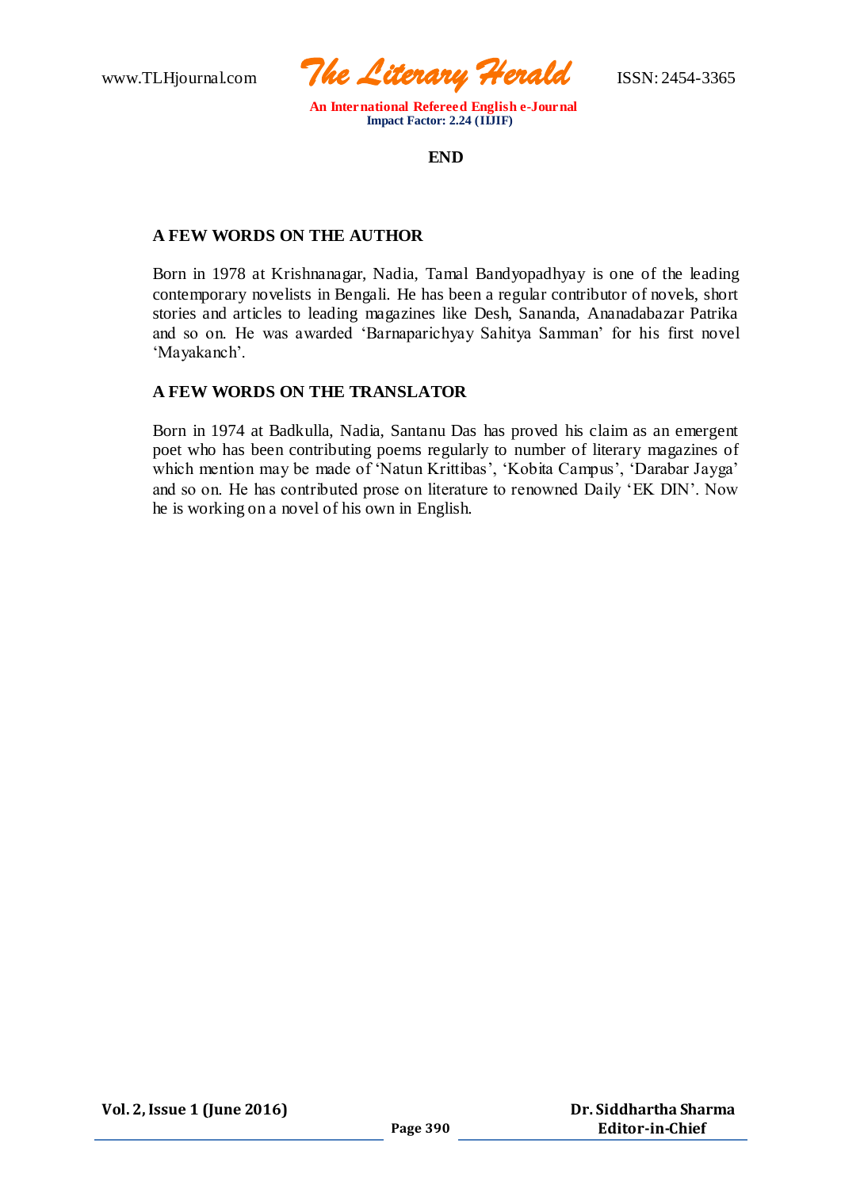**END**

## A FEW WORDS ON THE AUTHOR

Born in 1978 at Krishnanagar, Nadia, Tamal Bandyopadhyay is one of the leading contemporary novelists in Bengali. He has been a regular contributor of novels, short stories and articles to leading magazines like Desh, Sananda, Ananadabazar Patrika and so on. He was awarded 'Barnaparichyay Sahitya Samman' for his first novel 'Mayakanch'.

## A FEW WORDS ON THE TRANSLATOR

Born in 1974 at Badkulla, Nadia, Santanu Das has proved his claim as an emergent poet who has been contributing poems regularly to number of literary magazines of which mention may be made of 'Natun Krittibas', 'Kobita Campus', 'Darabar Jayga' and so on. He has contributed prose on literature to renowned Daily 'EK DIN'. Now he is working on a novel of his own in English.